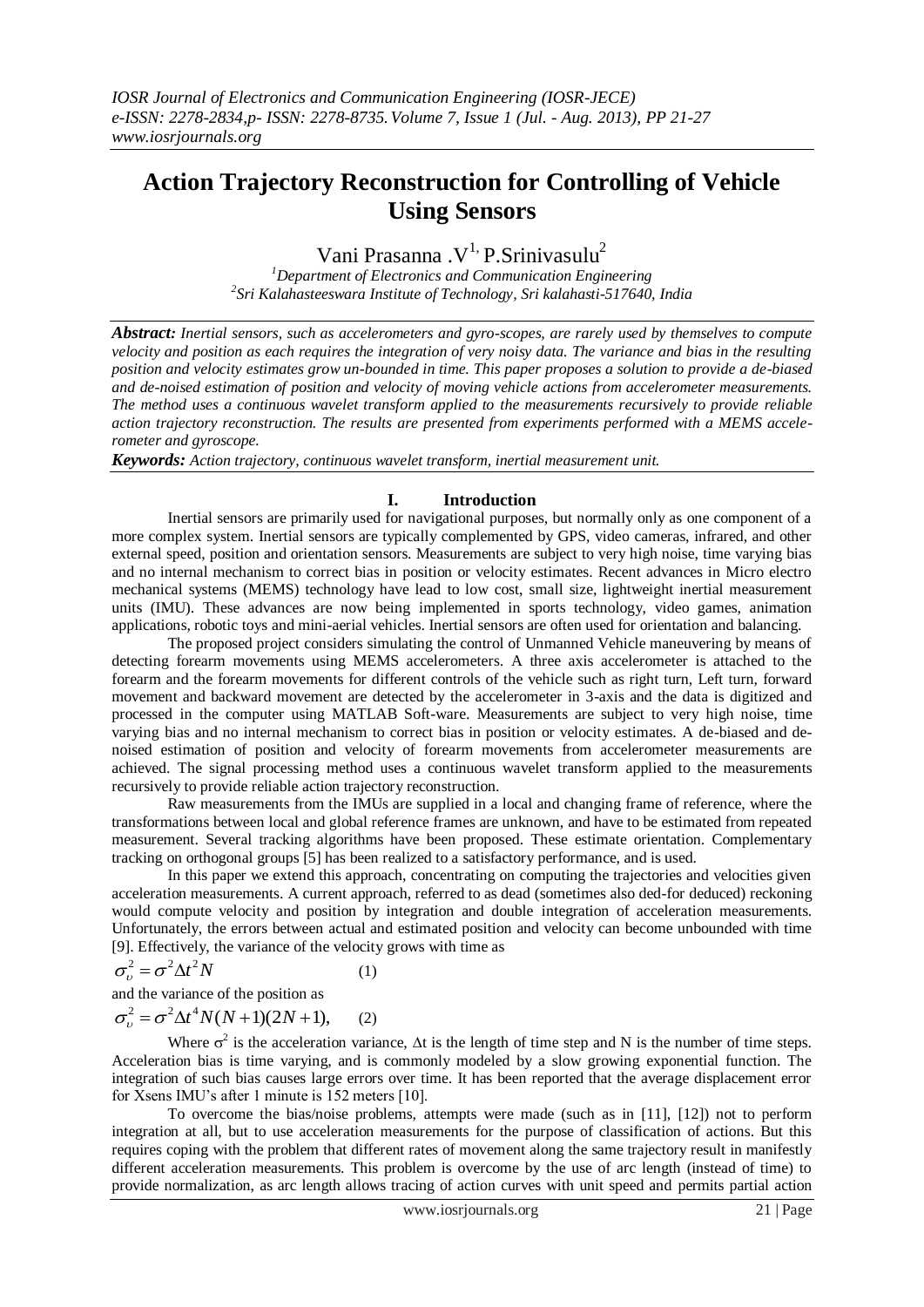# Action Trajectory Reconstruction for Controlling of Vehicle Using Sensors

Vani Prasanna .V[1], P.Srinivasulu[2]

[1]Department of Electronics and Communication Engineering
[2]Sri Kalahasteeswara Institute of Technology, Sri kalahasti-517640, India

***Abstract:*** *Inertial sensors, such as accelerometers and gyro-scopes, are rarely used by themselves to compute velocity and position as each requires the integration of very noisy data. The variance and bias in the resulting position and velocity estimates grow un-bounded in time. This paper proposes a solution to provide a de-biased and de-noised estimation of position and velocity of moving vehicle actions from accelerometer measurements. The method uses a continuous wavelet transform applied to the measurements recursively to provide reliable action trajectory reconstruction. The results are presented from experiments performed with a MEMS accelerometer and gyroscope.*

***Keywords:*** *Action trajectory, continuous wavelet transform, inertial measurement unit.*

## I. Introduction

Inertial sensors are primarily used for navigational purposes, but normally only as one component of a more complex system. Inertial sensors are typically complemented by GPS, video cameras, infrared, and other external speed, position and orientation sensors. Measurements are subject to very high noise, time varying bias and no internal mechanism to correct bias in position or velocity estimates. Recent advances in Micro electro mechanical systems (MEMS) technology have lead to low cost, small size, lightweight inertial measurement units (IMU). These advances are now being implemented in sports technology, video games, animation applications, robotic toys and mini-aerial vehicles. Inertial sensors are often used for orientation and balancing.

The proposed project considers simulating the control of Unmanned Vehicle maneuvering by means of detecting forearm movements using MEMS accelerometers. A three axis accelerometer is attached to the forearm and the forearm movements for different controls of the vehicle such as right turn, Left turn, forward movement and backward movement are detected by the accelerometer in 3-axis and the data is digitized and processed in the computer using MATLAB Soft-ware. Measurements are subject to very high noise, time varying bias and no internal mechanism to correct bias in position or velocity estimates. A de-biased and de-noised estimation of position and velocity of forearm movements from accelerometer measurements are achieved. The signal processing method uses a continuous wavelet transform applied to the measurements recursively to provide reliable action trajectory reconstruction.

Raw measurements from the IMUs are supplied in a local and changing frame of reference, where the transformations between local and global reference frames are unknown, and have to be estimated from repeated measurement. Several tracking algorithms have been proposed. These estimate orientation. Complementary tracking on orthogonal groups [5] has been realized to a satisfactory performance, and is used.

In this paper we extend this approach, concentrating on computing the trajectories and velocities given acceleration measurements. A current approach, referred to as dead (sometimes also ded-for deduced) reckoning would compute velocity and position by integration and double integration of acceleration measurements. Unfortunately, the errors between actual and estimated position and velocity can become unbounded with time [9]. Effectively, the variance of the velocity grows with time as

$$\sigma_{\upsilon}^2 = \sigma^2 \Delta t^2 N \qquad (1)$$

and the variance of the position as

$$\sigma_{\upsilon}^2 = \sigma^2 \Delta t^4 N(N+1)(2N+1), \qquad (2)$$

Where $\sigma^2$ is the acceleration variance, $\Delta t$ is the length of time step and N is the number of time steps. Acceleration bias is time varying, and is commonly modeled by a slow growing exponential function. The integration of such bias causes large errors over time. It has been reported that the average displacement error for Xsens IMU's after 1 minute is 152 meters [10].

To overcome the bias/noise problems, attempts were made (such as in [11], [12]) not to perform integration at all, but to use acceleration measurements for the purpose of classification of actions. But this requires coping with the problem that different rates of movement along the same trajectory result in manifestly different acceleration measurements. This problem is overcome by the use of arc length (instead of time) to provide normalization, as arc length allows tracing of action curves with unit speed and permits partial action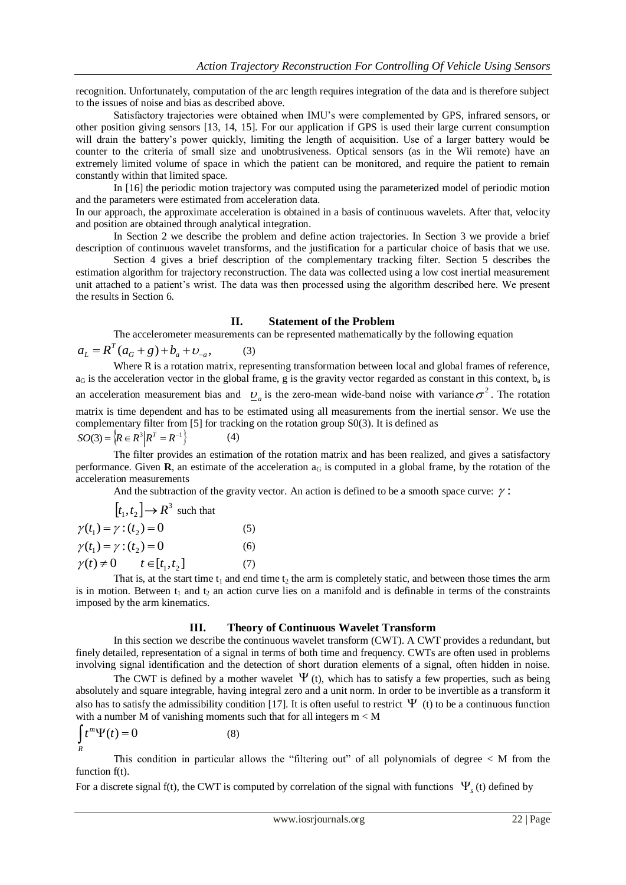recognition. Unfortunately, computation of the arc length requires integration of the data and is therefore subject to the issues of noise and bias as described above.

Satisfactory trajectories were obtained when IMU's were complemented by GPS, infrared sensors, or other position giving sensors [13, 14, 15]. For our application if GPS is used their large current consumption will drain the battery's power quickly, limiting the length of acquisition. Use of a larger battery would be counter to the criteria of small size and unobtrusiveness. Optical sensors (as in the Wii remote) have an extremely limited volume of space in which the patient can be monitored, and require the patient to remain constantly within that limited space.

In [16] the periodic motion trajectory was computed using the parameterized model of periodic motion and the parameters were estimated from acceleration data.

In our approach, the approximate acceleration is obtained in a basis of continuous wavelets. After that, velocity and position are obtained through analytical integration.

In Section 2 we describe the problem and define action trajectories. In Section 3 we provide a brief description of continuous wavelet transforms, and the justification for a particular choice of basis that we use.

Section 4 gives a brief description of the complementary tracking filter. Section 5 describes the estimation algorithm for trajectory reconstruction. The data was collected using a low cost inertial measurement unit attached to a patient's wrist. The data was then processed using the algorithm described here. We present the results in Section 6.

## II. Statement of the Problem

The accelerometer measurements can be represented mathematically by the following equation

$$a_L = R^T(a_G + g) + b_a + \upsilon_{-a}, \qquad (3)$$

Where R is a rotation matrix, representing transformation between local and global frames of reference, $a_G$ is the acceleration vector in the global frame, g is the gravity vector regarded as constant in this context, $b_a$ is an acceleration measurement bias and $\underline{\upsilon}_a$ is the zero-mean wide-band noise with variance $\sigma^2$. The rotation matrix is time dependent and has to be estimated using all measurements from the inertial sensor. We use the complementary filter from [5] for tracking on the rotation group S0(3). It is defined as

$$SO(3) = \{R \in R^3 | R^T = R^{-1}\} \qquad (4)$$

The filter provides an estimation of the rotation matrix and has been realized, and gives a satisfactory performance. Given **R**, an estimate of the acceleration $a_G$ is computed in a global frame, by the rotation of the acceleration measurements

And the subtraction of the gravity vector. An action is defined to be a smooth space curve: $\gamma$ : $[t_1, t_2] \rightarrow R^3$ such that

$$\gamma(t_1) = \gamma : (t_2) = 0 \qquad (5)$$

$$\gamma(t_1) = \gamma : (t_2) = 0 \qquad (6)$$

$$\gamma(t) \neq 0 \qquad t \in [t_1, t_2] \qquad (7)$$

That is, at the start time $t_1$ and end time $t_2$ the arm is completely static, and between those times the arm is in motion. Between $t_1$ and $t_2$ an action curve lies on a manifold and is definable in terms of the constraints imposed by the arm kinematics.

## III. Theory of Continuous Wavelet Transform

In this section we describe the continuous wavelet transform (CWT). A CWT provides a redundant, but finely detailed, representation of a signal in terms of both time and frequency. CWTs are often used in problems involving signal identification and the detection of short duration elements of a signal, often hidden in noise.

The CWT is defined by a mother wavelet $\Psi$ (t), which has to satisfy a few properties, such as being absolutely and square integrable, having integral zero and a unit norm. In order to be invertible as a transform it also has to satisfy the admissibility condition [17]. It is often useful to restrict $\Psi$ (t) to be a continuous function with a number M of vanishing moments such that for all integers m < M

$$\int_R t^m \Psi(t) = 0 \qquad (8)$$

This condition in particular allows the "filtering out" of all polynomials of degree < M from the function f(t).

For a discrete signal f(t), the CWT is computed by correlation of the signal with functions $\Psi_s$ (t) defined by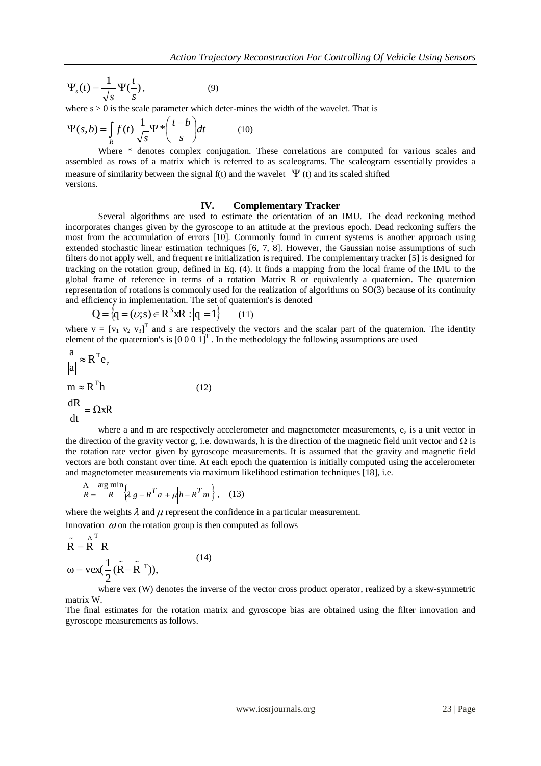$$\Psi_s(t) = \frac{1}{\sqrt{s}}\Psi(\frac{t}{s}), \qquad (9)$$

where s > 0 is the scale parameter which deter-mines the width of the wavelet. That is

$$\Psi(s,b) = \int_R f(t)\frac{1}{\sqrt{s}}\Psi^*\left(\frac{t-b}{s}\right)dt \qquad (10)$$

Where * denotes complex conjugation. These correlations are computed for various scales and assembled as rows of a matrix which is referred to as scaleograms. The scaleogram essentially provides a measure of similarity between the signal f(t) and the wavelet $\Psi$ (t) and its scaled shifted versions.

## IV. Complementary Tracker

Several algorithms are used to estimate the orientation of an IMU. The dead reckoning method incorporates changes given by the gyroscope to an attitude at the previous epoch. Dead reckoning suffers the most from the accumulation of errors [10]. Commonly found in current systems is another approach using extended stochastic linear estimation techniques [6, 7, 8]. However, the Gaussian noise assumptions of such filters do not apply well, and frequent re initialization is required. The complementary tracker [5] is designed for tracking on the rotation group, defined in Eq. (4). It finds a mapping from the local frame of the IMU to the global frame of reference in terms of a rotation Matrix R or equivalently a quaternion. The quaternion representation of rotations is commonly used for the realization of algorithms on SO(3) because of its continuity and efficiency in implementation. The set of quaternion's is denoted

$$Q = \{q = (\upsilon; s) \in R^3 xR : |q| = 1\} \qquad (11)$$

where $v = [v_1 \ v_2 \ v_3]^T$ and s are respectively the vectors and the scalar part of the quaternion. The identity element of the quaternion's is $[0\ 0\ 0\ 1]^T$. In the methodology the following assumptions are used

$$\frac{a}{|a|} \approx R^T e_z$$
$$m \approx R^T h \qquad (12)$$
$$\frac{dR}{dt} = \Omega x R$$

where a and m are respectively accelerometer and magnetometer measurements, $e_z$ is a unit vector in the direction of the gravity vector g, i.e. downwards, h is the direction of the magnetic field unit vector and $\Omega$ is the rotation rate vector given by gyroscope measurements. It is assumed that the gravity and magnetic field vectors are both constant over time. At each epoch the quaternion is initially computed using the accelerometer and magnetometer measurements via maximum likelihood estimation techniques [18], i.e.

$$\hat{R} = \underset{R}{\arg\min}\left\{\lambda\left|g - R^T a\right| + \mu\left|h - R^T m\right|\right\}, \quad (13)$$

where the weights $\lambda$ and $\mu$ represent the confidence in a particular measurement.

Innovation $\omega$ on the rotation group is then computed as follows

$$\tilde{R} = \hat{R}^T R$$
$$\omega = \text{vex}(\frac{1}{2}(\tilde{R} - \tilde{R}^T)), \qquad (14)$$

where vex (W) denotes the inverse of the vector cross product operator, realized by a skew-symmetric matrix W.

The final estimates for the rotation matrix and gyroscope bias are obtained using the filter innovation and gyroscope measurements as follows.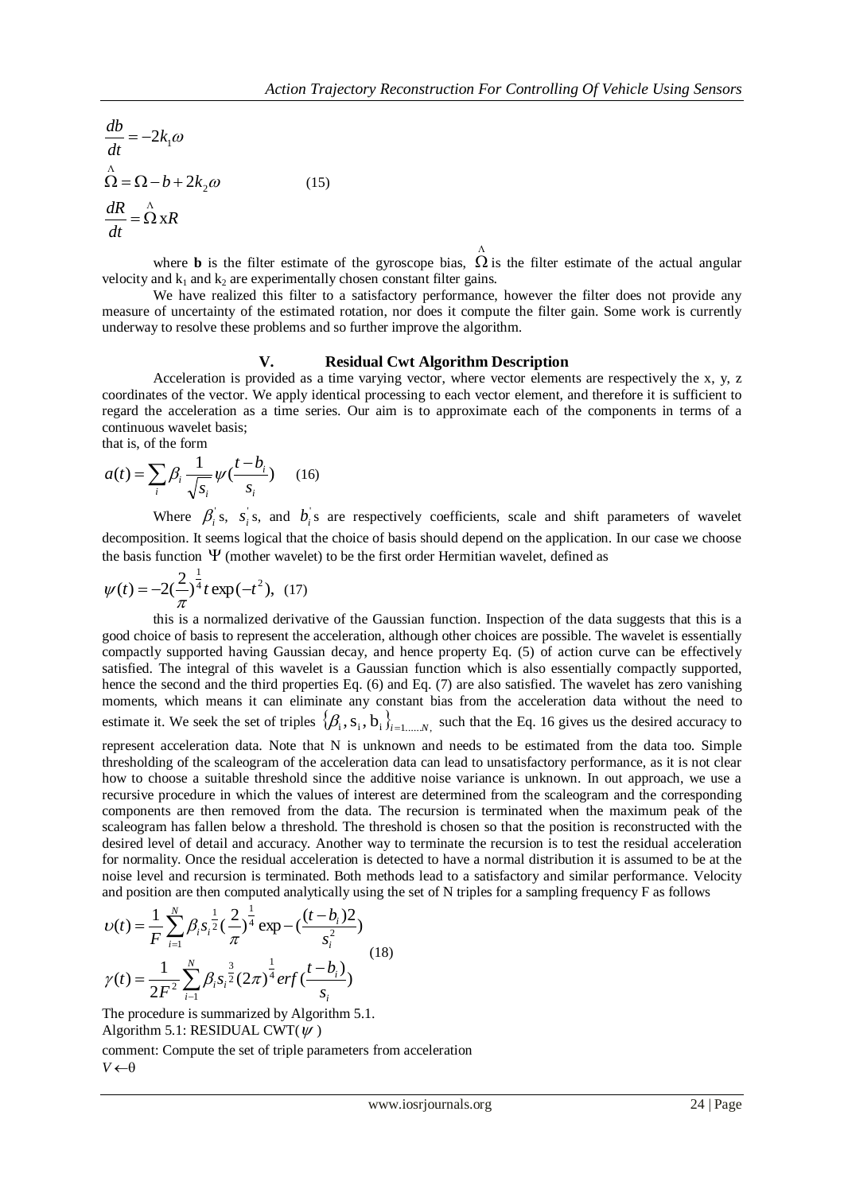$$\frac{db}{dt} = -2k_1\omega$$
$$\hat{\Omega} = \Omega - b + 2k_2\omega \qquad (15)$$
$$\frac{dR}{dt} = \hat{\Omega} \times R$$

where **b** is the filter estimate of the gyroscope bias, $\hat{\Omega}$ is the filter estimate of the actual angular velocity and $k_1$ and $k_2$ are experimentally chosen constant filter gains.

We have realized this filter to a satisfactory performance, however the filter does not provide any measure of uncertainty of the estimated rotation, nor does it compute the filter gain. Some work is currently underway to resolve these problems and so further improve the algorithm.

## V. Residual Cwt Algorithm Description

Acceleration is provided as a time varying vector, where vector elements are respectively the x, y, z coordinates of the vector. We apply identical processing to each vector element, and therefore it is sufficient to regard the acceleration as a time series. Our aim is to approximate each of the components in terms of a continuous wavelet basis;

that is, of the form

$$a(t) = \sum_i \beta_i \frac{1}{\sqrt{s_i}} \psi\left(\frac{t - b_i}{s_i}\right) \qquad (16)$$

Where $\beta_i^{'}$s, $s_i^{'}$s, and $b_i^{'}$s are respectively coefficients, scale and shift parameters of wavelet decomposition. It seems logical that the choice of basis should depend on the application. In our case we choose the basis function $\Psi$ (mother wavelet) to be the first order Hermitian wavelet, defined as

$$\psi(t) = -2\left(\frac{2}{\pi}\right)^{\frac{1}{4}} t \exp(-t^2), \quad (17)$$

this is a normalized derivative of the Gaussian function. Inspection of the data suggests that this is a good choice of basis to represent the acceleration, although other choices are possible. The wavelet is essentially compactly supported having Gaussian decay, and hence property Eq. (5) of action curve can be effectively satisfied. The integral of this wavelet is a Gaussian function which is also essentially compactly supported, hence the second and the third properties Eq. (6) and Eq. (7) are also satisfied. The wavelet has zero vanishing moments, which means it can eliminate any constant bias from the acceleration data without the need to estimate it. We seek the set of triples $\{\beta_i, s_i, b_i\}_{i=1......N,}$ such that the Eq. 16 gives us the desired accuracy to represent acceleration data. Note that N is unknown and needs to be estimated from the data too. Simple thresholding of the scaleogram of the acceleration data can lead to unsatisfactory performance, as it is not clear how to choose a suitable threshold since the additive noise variance is unknown. In out approach, we use a recursive procedure in which the values of interest are determined from the scaleogram and the corresponding components are then removed from the data. The recursion is terminated when the maximum peak of the scaleogram has fallen below a threshold. The threshold is chosen so that the position is reconstructed with the desired level of detail and accuracy. Another way to terminate the recursion is to test the residual acceleration for normality. Once the residual acceleration is detected to have a normal distribution it is assumed to be at the noise level and recursion is terminated. Both methods lead to a satisfactory and similar performance. Velocity and position are then computed analytically using the set of N triples for a sampling frequency F as follows

$$\upsilon(t) = \frac{1}{F} \sum_{i=1}^{N} \beta_i s_i^{\frac{1}{2}} \left(\frac{2}{\pi}\right)^{\frac{1}{4}} \exp - \left(\frac{(t-b_i)2}{s_i^2}\right)$$
$$\gamma(t) = \frac{1}{2F^2} \sum_{i-1}^{N} \beta_i s_i^{\frac{3}{2}} (2\pi)^{\frac{1}{4}} erf\left(\frac{t-b_i}{s_i}\right) \qquad (18)$$

The procedure is summarized by Algorithm 5.1.

Algorithm 5.1: RESIDUAL CWT($\psi$)

comment: Compute the set of triple parameters from acceleration

$V \leftarrow \theta$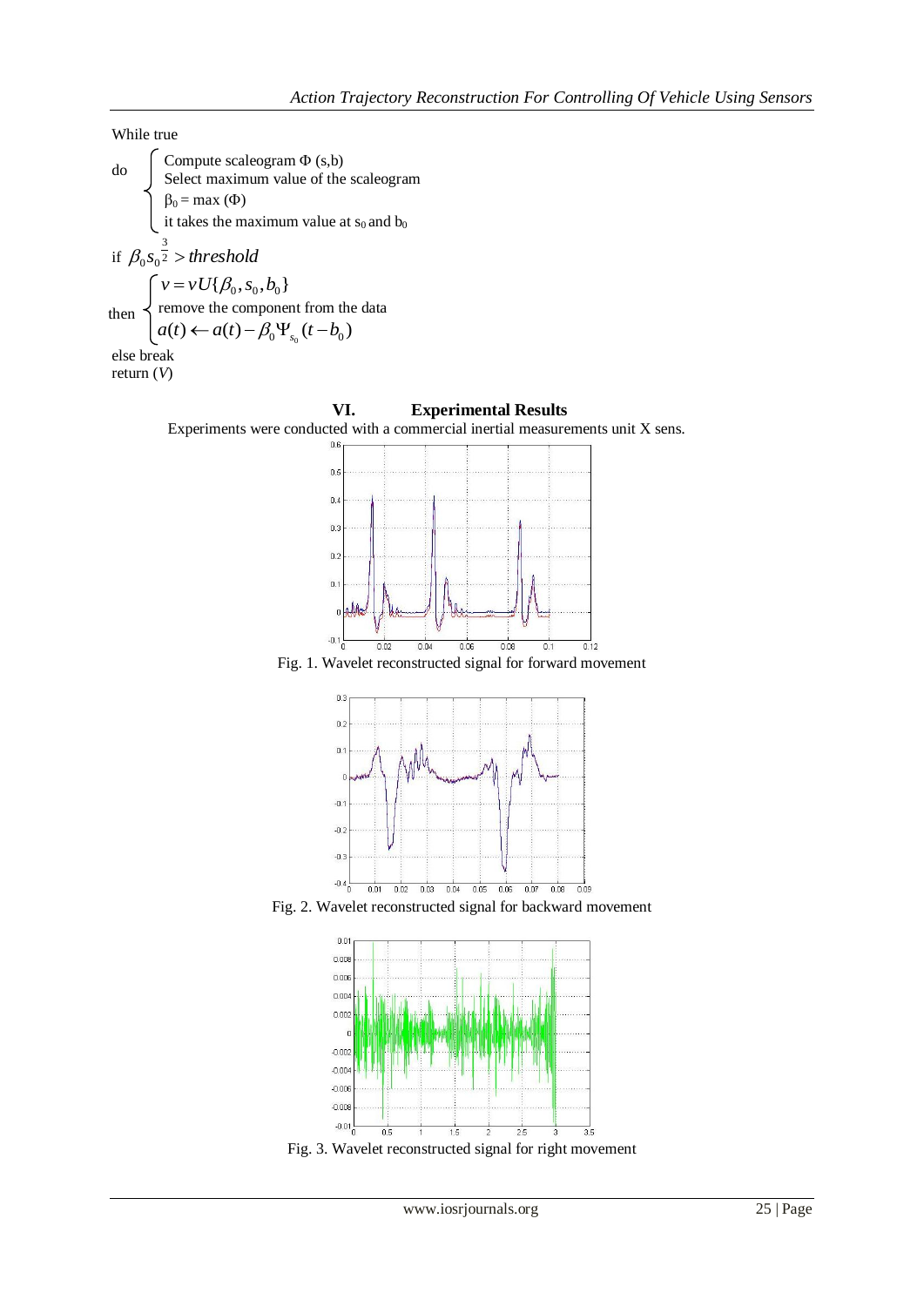While true

do
- Compute scaleogram Φ (s,b)
- Select maximum value of the scaleogram
- $\beta_0 = \max(\Phi)$
- it takes the maximum value at $s_0$ and $b_0$

if $\beta_0 s_0^{\frac{3}{2}} > threshold$

then
- $v = vU\{\beta_0, s_0, b_0\}$
- remove the component from the data
- $a(t) \leftarrow a(t) - \beta_0 \Psi_{s_0}(t - b_0)$

else break

return ($V$)

## VI. Experimental Results

Experiments were conducted with a commercial inertial measurements unit X sens.

Fig. 1. Wavelet reconstructed signal for forward movement

Fig. 2. Wavelet reconstructed signal for backward movement

Fig. 3. Wavelet reconstructed signal for right movement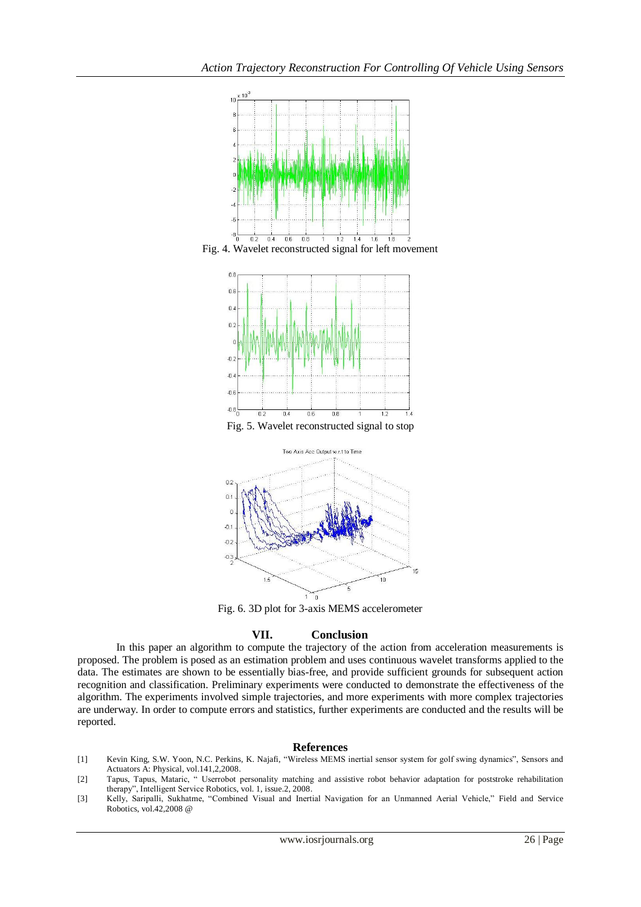Fig. 4. Wavelet reconstructed signal for left movement

Fig. 5. Wavelet reconstructed signal to stop

Fig. 6. 3D plot for 3-axis MEMS accelerometer

## VII. Conclusion

In this paper an algorithm to compute the trajectory of the action from acceleration measurements is proposed. The problem is posed as an estimation problem and uses continuous wavelet transforms applied to the data. The estimates are shown to be essentially bias-free, and provide sufficient grounds for subsequent action recognition and classification. Preliminary experiments were conducted to demonstrate the effectiveness of the algorithm. The experiments involved simple trajectories, and more experiments with more complex trajectories are underway. In order to compute errors and statistics, further experiments are conducted and the results will be reported.

## References

[1] Kevin King, S.W. Yoon, N.C. Perkins, K. Najafi, "Wireless MEMS inertial sensor system for golf swing dynamics", Sensors and Actuators A: Physical, vol.141,2,2008.

[2] Tapus, Tapus, Mataric, " Userrobot personality matching and assistive robot behavior adaptation for poststroke rehabilitation therapy", Intelligent Service Robotics, vol. 1, issue.2, 2008.

[3] Kelly, Saripalli, Sukhatme, "Combined Visual and Inertial Navigation for an Unmanned Aerial Vehicle," Field and Service Robotics, vol.42,2008 @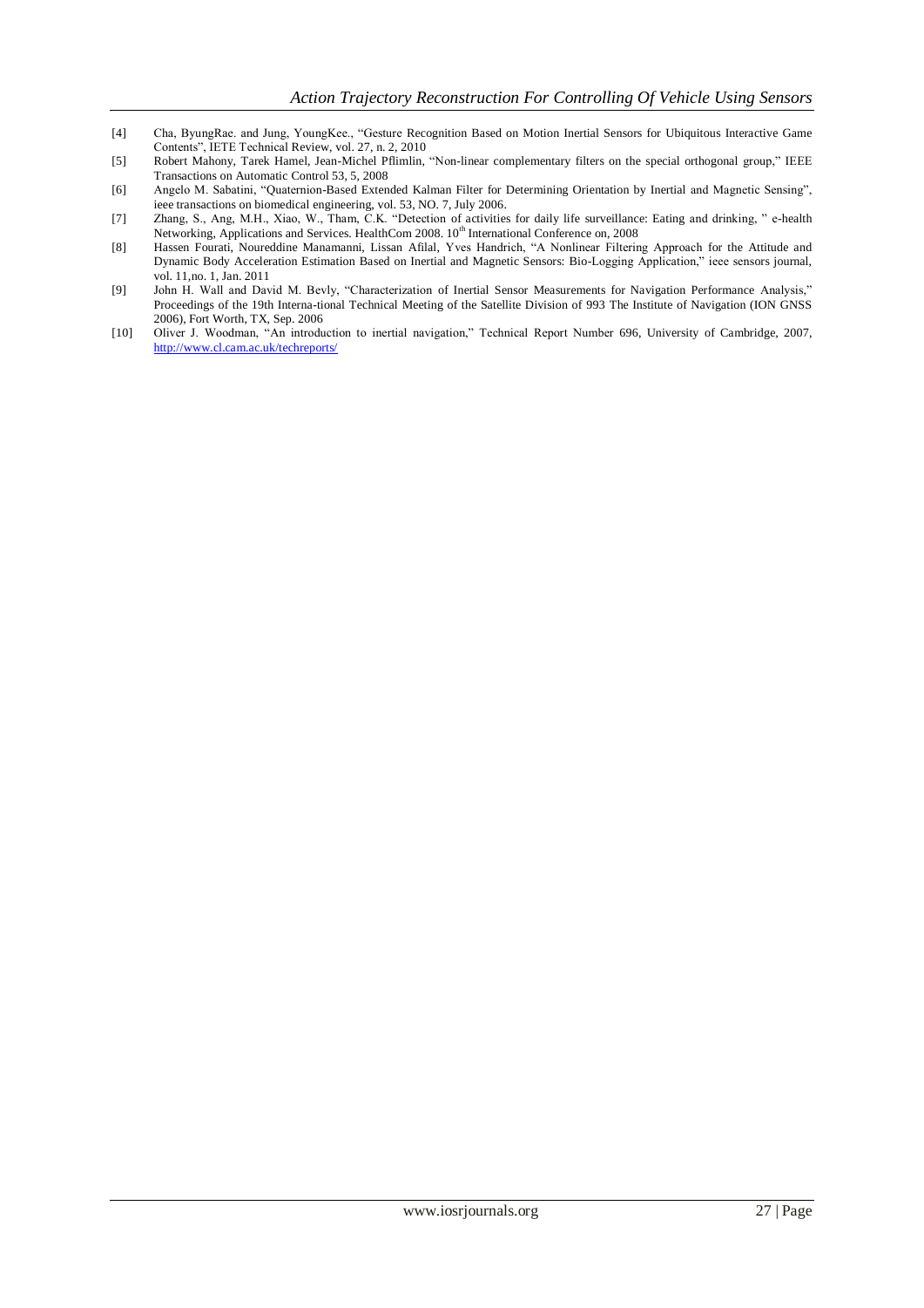[4] Cha, ByungRae. and Jung, YoungKee., "Gesture Recognition Based on Motion Inertial Sensors for Ubiquitous Interactive Game Contents", IETE Technical Review, vol. 27, n. 2, 2010

[5] Robert Mahony, Tarek Hamel, Jean-Michel Pflimlin, "Non-linear complementary filters on the special orthogonal group," IEEE Transactions on Automatic Control 53, 5, 2008

[6] Angelo M. Sabatini, "Quaternion-Based Extended Kalman Filter for Determining Orientation by Inertial and Magnetic Sensing", ieee transactions on biomedical engineering, vol. 53, NO. 7, July 2006.

[7] Zhang, S., Ang, M.H., Xiao, W., Tham, C.K. "Detection of activities for daily life surveillance: Eating and drinking, " e-health Networking, Applications and Services. HealthCom 2008. 10th International Conference on, 2008

[8] Hassen Fourati, Noureddine Manamanni, Lissan Afilal, Yves Handrich, "A Nonlinear Filtering Approach for the Attitude and Dynamic Body Acceleration Estimation Based on Inertial and Magnetic Sensors: Bio-Logging Application," ieee sensors journal, vol. 11,no. 1, Jan. 2011

[9] John H. Wall and David M. Bevly, "Characterization of Inertial Sensor Measurements for Navigation Performance Analysis," Proceedings of the 19th Interna-tional Technical Meeting of the Satellite Division of 993 The Institute of Navigation (ION GNSS 2006), Fort Worth, TX, Sep. 2006

[10] Oliver J. Woodman, "An introduction to inertial navigation," Technical Report Number 696, University of Cambridge, 2007, http://www.cl.cam.ac.uk/techreports/